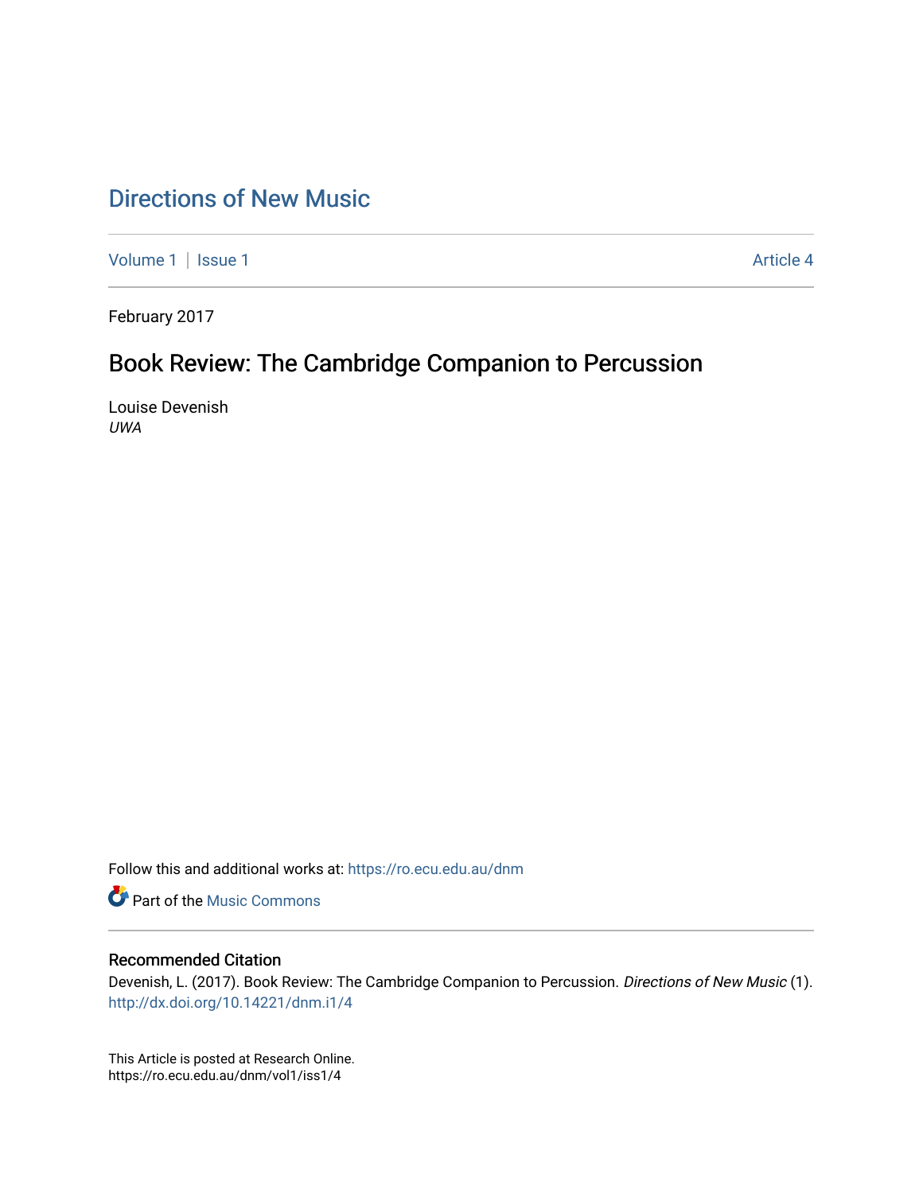# Directions of New Music

Volume 1 | Issue 1 Article 4

February 2017

## Book Review: The Cambridge Companion to Percussion

Louise Devenish
*UWA*

Follow this and additional works at: https://ro.ecu.edu.au/dnm

Part of the Music Commons

### Recommended Citation

Devenish, L. (2017). Book Review: The Cambridge Companion to Percussion. *Directions of New Music* (1). http://dx.doi.org/10.14221/dnm.i1/4

This Article is posted at Research Online.
https://ro.ecu.edu.au/dnm/vol1/iss1/4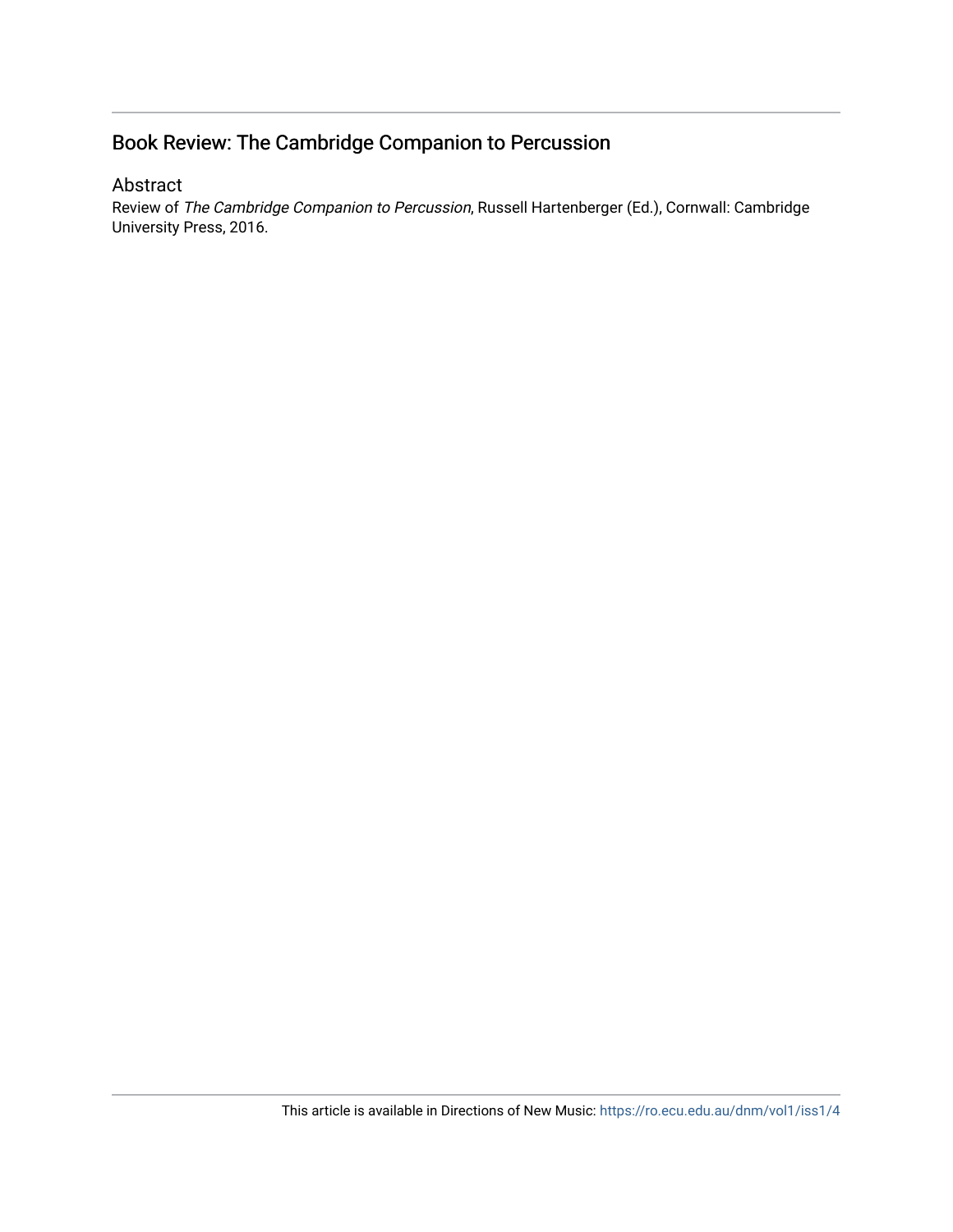## Book Review: The Cambridge Companion to Percussion

### Abstract

Review of *The Cambridge Companion to Percussion*, Russell Hartenberger (Ed.), Cornwall: Cambridge University Press, 2016.

This article is available in Directions of New Music: https://ro.ecu.edu.au/dnm/vol1/iss1/4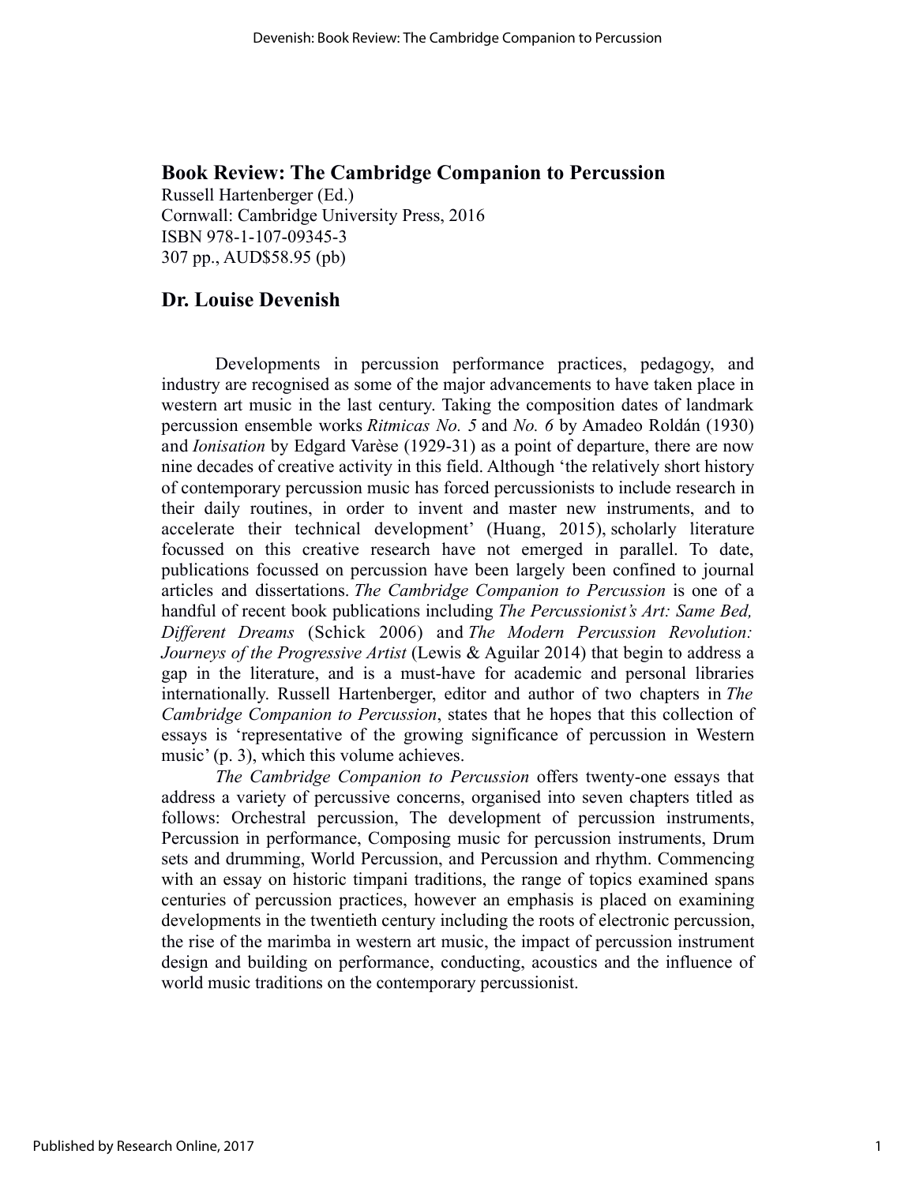# Book Review: The Cambridge Companion to Percussion

Russell Hartenberger (Ed.)
Cornwall: Cambridge University Press, 2016
ISBN 978-1-107-09345-3
307 pp., AUD$58.95 (pb)

## Dr. Louise Devenish

Developments in percussion performance practices, pedagogy, and industry are recognised as some of the major advancements to have taken place in western art music in the last century. Taking the composition dates of landmark percussion ensemble works *Ritmicas No. 5* and *No. 6* by Amadeo Roldán (1930) and *Ionisation* by Edgard Varèse (1929-31) as a point of departure, there are now nine decades of creative activity in this field. Although 'the relatively short history of contemporary percussion music has forced percussionists to include research in their daily routines, in order to invent and master new instruments, and to accelerate their technical development' (Huang, 2015), scholarly literature focussed on this creative research have not emerged in parallel. To date, publications focussed on percussion have been largely been confined to journal articles and dissertations. *The Cambridge Companion to Percussion* is one of a handful of recent book publications including *The Percussionist's Art: Same Bed, Different Dreams* (Schick 2006) and *The Modern Percussion Revolution: Journeys of the Progressive Artist* (Lewis & Aguilar 2014) that begin to address a gap in the literature, and is a must-have for academic and personal libraries internationally. Russell Hartenberger, editor and author of two chapters in *The Cambridge Companion to Percussion*, states that he hopes that this collection of essays is 'representative of the growing significance of percussion in Western music' (p. 3), which this volume achieves.

*The Cambridge Companion to Percussion* offers twenty-one essays that address a variety of percussive concerns, organised into seven chapters titled as follows: Orchestral percussion, The development of percussion instruments, Percussion in performance, Composing music for percussion instruments, Drum sets and drumming, World Percussion, and Percussion and rhythm. Commencing with an essay on historic timpani traditions, the range of topics examined spans centuries of percussion practices, however an emphasis is placed on examining developments in the twentieth century including the roots of electronic percussion, the rise of the marimba in western art music, the impact of percussion instrument design and building on performance, conducting, acoustics and the influence of world music traditions on the contemporary percussionist.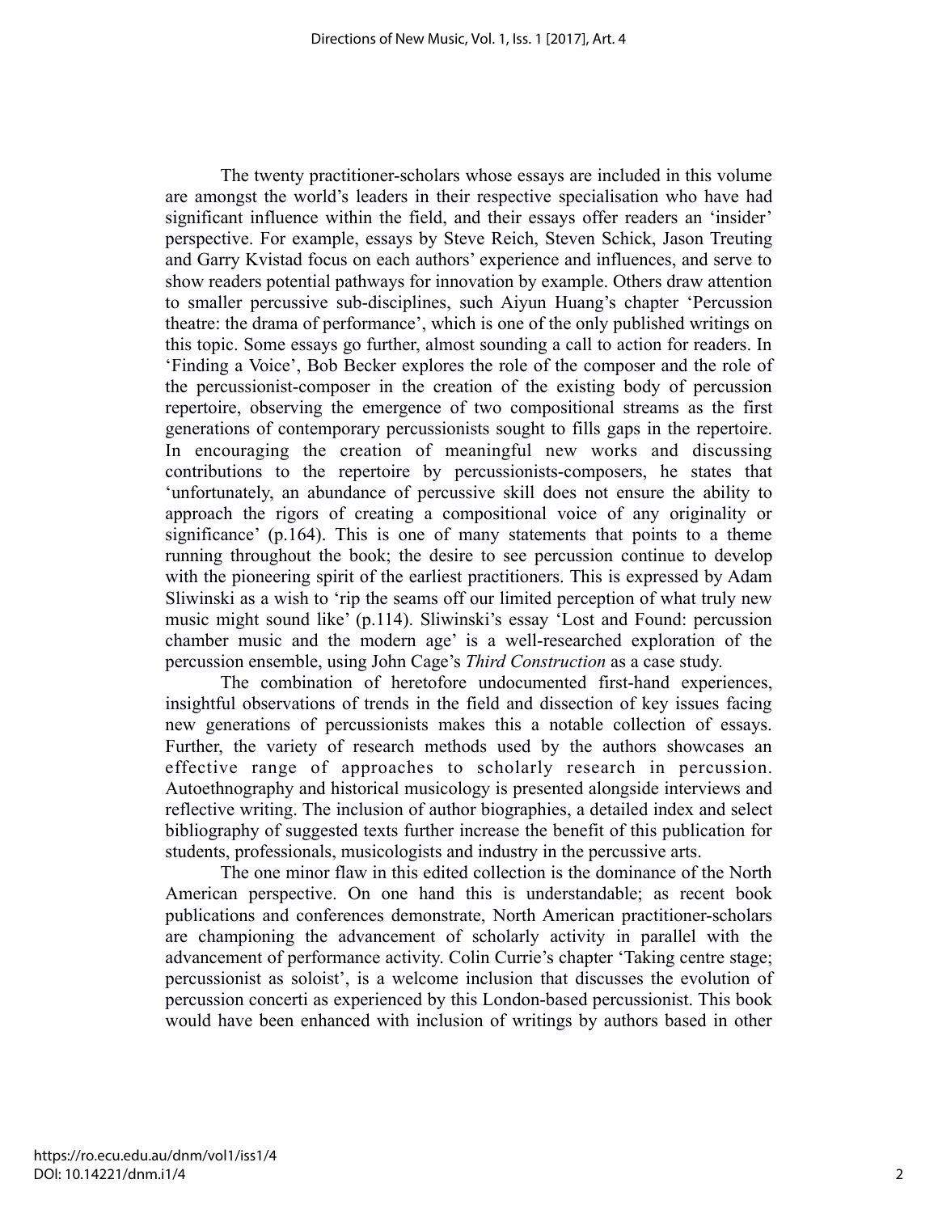The twenty practitioner-scholars whose essays are included in this volume are amongst the world's leaders in their respective specialisation who have had significant influence within the field, and their essays offer readers an 'insider' perspective. For example, essays by Steve Reich, Steven Schick, Jason Treuting and Garry Kvistad focus on each authors' experience and influences, and serve to show readers potential pathways for innovation by example. Others draw attention to smaller percussive sub-disciplines, such Aiyun Huang's chapter 'Percussion theatre: the drama of performance', which is one of the only published writings on this topic. Some essays go further, almost sounding a call to action for readers. In 'Finding a Voice', Bob Becker explores the role of the composer and the role of the percussionist-composer in the creation of the existing body of percussion repertoire, observing the emergence of two compositional streams as the first generations of contemporary percussionists sought to fills gaps in the repertoire. In encouraging the creation of meaningful new works and discussing contributions to the repertoire by percussionists-composers, he states that 'unfortunately, an abundance of percussive skill does not ensure the ability to approach the rigors of creating a compositional voice of any originality or significance' (p.164). This is one of many statements that points to a theme running throughout the book; the desire to see percussion continue to develop with the pioneering spirit of the earliest practitioners. This is expressed by Adam Sliwinski as a wish to 'rip the seams off our limited perception of what truly new music might sound like' (p.114). Sliwinski's essay 'Lost and Found: percussion chamber music and the modern age' is a well-researched exploration of the percussion ensemble, using John Cage's *Third Construction* as a case study.

The combination of heretofore undocumented first-hand experiences, insightful observations of trends in the field and dissection of key issues facing new generations of percussionists makes this a notable collection of essays. Further, the variety of research methods used by the authors showcases an effective range of approaches to scholarly research in percussion. Autoethnography and historical musicology is presented alongside interviews and reflective writing. The inclusion of author biographies, a detailed index and select bibliography of suggested texts further increase the benefit of this publication for students, professionals, musicologists and industry in the percussive arts.

The one minor flaw in this edited collection is the dominance of the North American perspective. On one hand this is understandable; as recent book publications and conferences demonstrate, North American practitioner-scholars are championing the advancement of scholarly activity in parallel with the advancement of performance activity. Colin Currie's chapter 'Taking centre stage; percussionist as soloist', is a welcome inclusion that discusses the evolution of percussion concerti as experienced by this London-based percussionist. This book would have been enhanced with inclusion of writings by authors based in other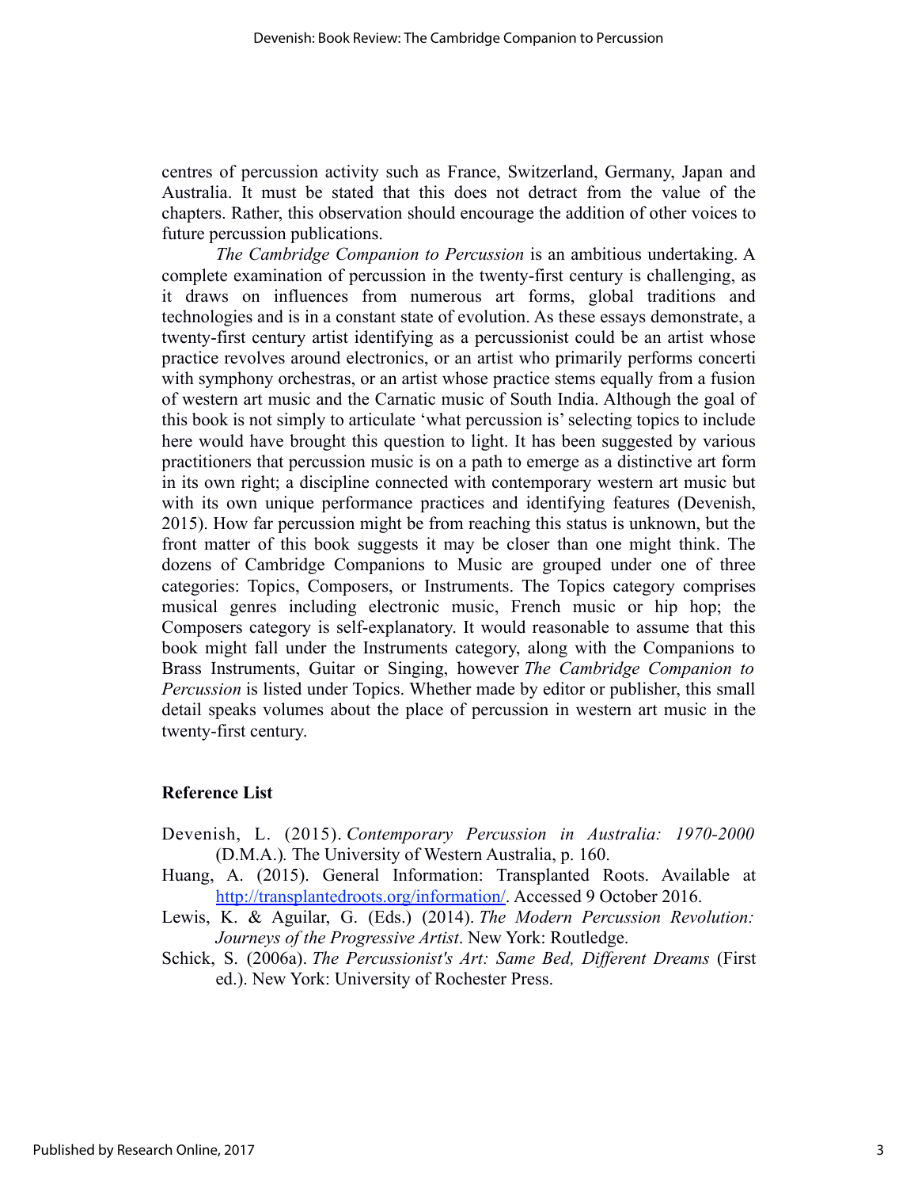centres of percussion activity such as France, Switzerland, Germany, Japan and Australia. It must be stated that this does not detract from the value of the chapters. Rather, this observation should encourage the addition of other voices to future percussion publications.

*The Cambridge Companion to Percussion* is an ambitious undertaking. A complete examination of percussion in the twenty-first century is challenging, as it draws on influences from numerous art forms, global traditions and technologies and is in a constant state of evolution. As these essays demonstrate, a twenty-first century artist identifying as a percussionist could be an artist whose practice revolves around electronics, or an artist who primarily performs concerti with symphony orchestras, or an artist whose practice stems equally from a fusion of western art music and the Carnatic music of South India. Although the goal of this book is not simply to articulate 'what percussion is' selecting topics to include here would have brought this question to light. It has been suggested by various practitioners that percussion music is on a path to emerge as a distinctive art form in its own right; a discipline connected with contemporary western art music but with its own unique performance practices and identifying features (Devenish, 2015). How far percussion might be from reaching this status is unknown, but the front matter of this book suggests it may be closer than one might think. The dozens of Cambridge Companions to Music are grouped under one of three categories: Topics, Composers, or Instruments. The Topics category comprises musical genres including electronic music, French music or hip hop; the Composers category is self-explanatory. It would reasonable to assume that this book might fall under the Instruments category, along with the Companions to Brass Instruments, Guitar or Singing, however *The Cambridge Companion to Percussion* is listed under Topics. Whether made by editor or publisher, this small detail speaks volumes about the place of percussion in western art music in the twenty-first century.

## Reference List

Devenish, L. (2015). *Contemporary Percussion in Australia: 1970-2000* (D.M.A.)*.* The University of Western Australia, p. 160.

Huang, A. (2015). General Information: Transplanted Roots. Available at http://transplantedroots.org/information/. Accessed 9 October 2016.

Lewis, K. & Aguilar, G. (Eds.) (2014). *The Modern Percussion Revolution: Journeys of the Progressive Artist*. New York: Routledge.

Schick, S. (2006a). *The Percussionist's Art: Same Bed, Different Dreams* (First ed.). New York: University of Rochester Press.